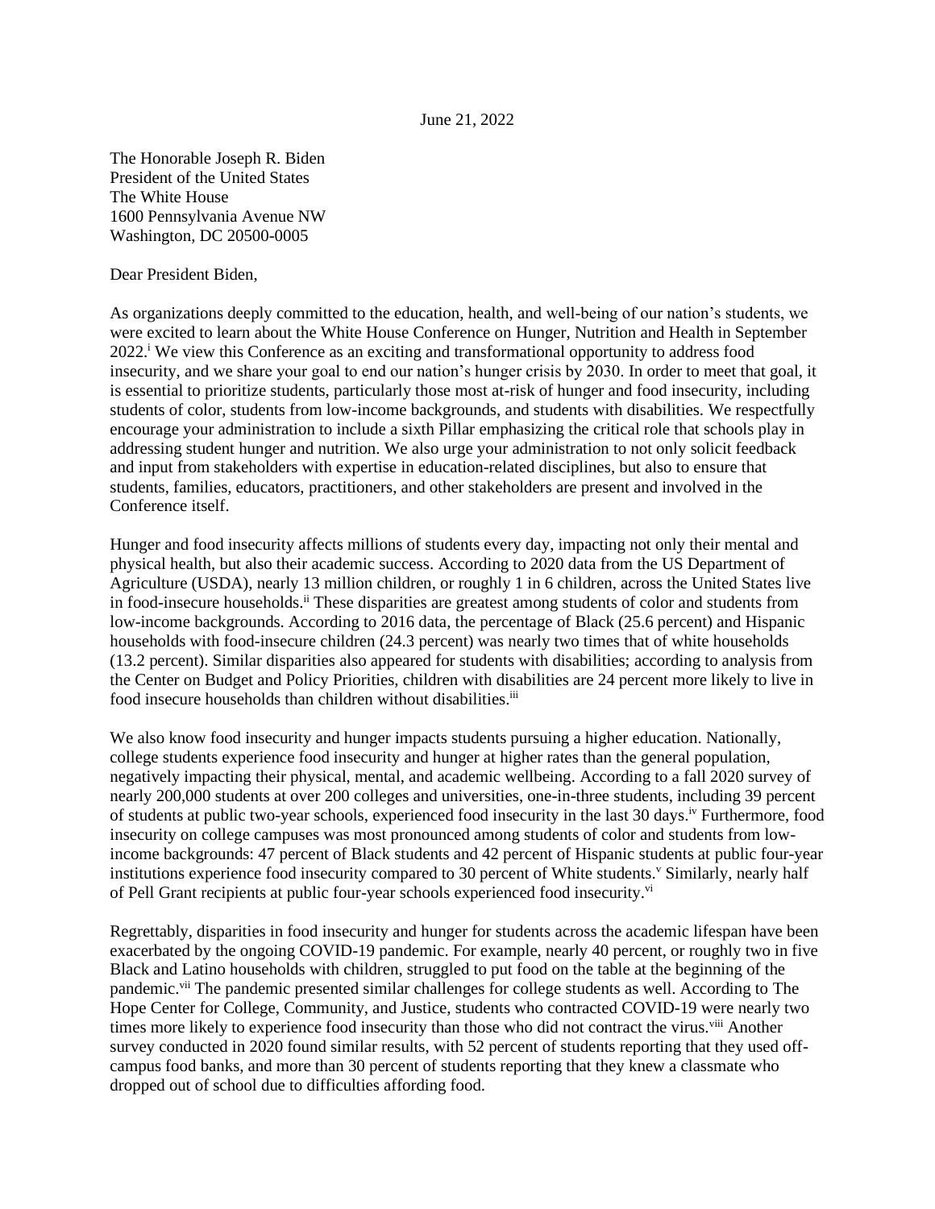June 21, 2022

The Honorable Joseph R. Biden
President of the United States
The White House
1600 Pennsylvania Avenue NW
Washington, DC 20500-0005

Dear President Biden,

As organizations deeply committed to the education, health, and well-being of our nation's students, we were excited to learn about the White House Conference on Hunger, Nutrition and Health in September 2022.[i] We view this Conference as an exciting and transformational opportunity to address food insecurity, and we share your goal to end our nation's hunger crisis by 2030. In order to meet that goal, it is essential to prioritize students, particularly those most at-risk of hunger and food insecurity, including students of color, students from low-income backgrounds, and students with disabilities. We respectfully encourage your administration to include a sixth Pillar emphasizing the critical role that schools play in addressing student hunger and nutrition. We also urge your administration to not only solicit feedback and input from stakeholders with expertise in education-related disciplines, but also to ensure that students, families, educators, practitioners, and other stakeholders are present and involved in the Conference itself.

Hunger and food insecurity affects millions of students every day, impacting not only their mental and physical health, but also their academic success. According to 2020 data from the US Department of Agriculture (USDA), nearly 13 million children, or roughly 1 in 6 children, across the United States live in food-insecure households.[ii] These disparities are greatest among students of color and students from low-income backgrounds. According to 2016 data, the percentage of Black (25.6 percent) and Hispanic households with food-insecure children (24.3 percent) was nearly two times that of white households (13.2 percent). Similar disparities also appeared for students with disabilities; according to analysis from the Center on Budget and Policy Priorities, children with disabilities are 24 percent more likely to live in food insecure households than children without disabilities.[iii]

We also know food insecurity and hunger impacts students pursuing a higher education. Nationally, college students experience food insecurity and hunger at higher rates than the general population, negatively impacting their physical, mental, and academic wellbeing. According to a fall 2020 survey of nearly 200,000 students at over 200 colleges and universities, one-in-three students, including 39 percent of students at public two-year schools, experienced food insecurity in the last 30 days.[iv] Furthermore, food insecurity on college campuses was most pronounced among students of color and students from low-income backgrounds: 47 percent of Black students and 42 percent of Hispanic students at public four-year institutions experience food insecurity compared to 30 percent of White students.[v] Similarly, nearly half of Pell Grant recipients at public four-year schools experienced food insecurity.[vi]

Regrettably, disparities in food insecurity and hunger for students across the academic lifespan have been exacerbated by the ongoing COVID-19 pandemic. For example, nearly 40 percent, or roughly two in five Black and Latino households with children, struggled to put food on the table at the beginning of the pandemic.[vii] The pandemic presented similar challenges for college students as well. According to The Hope Center for College, Community, and Justice, students who contracted COVID-19 were nearly two times more likely to experience food insecurity than those who did not contract the virus.[viii] Another survey conducted in 2020 found similar results, with 52 percent of students reporting that they used off-campus food banks, and more than 30 percent of students reporting that they knew a classmate who dropped out of school due to difficulties affording food.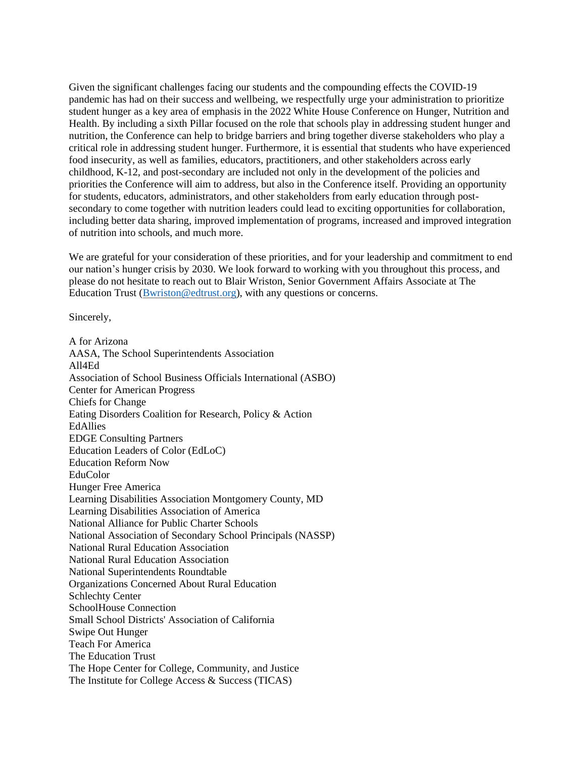Given the significant challenges facing our students and the compounding effects the COVID-19 pandemic has had on their success and wellbeing, we respectfully urge your administration to prioritize student hunger as a key area of emphasis in the 2022 White House Conference on Hunger, Nutrition and Health. By including a sixth Pillar focused on the role that schools play in addressing student hunger and nutrition, the Conference can help to bridge barriers and bring together diverse stakeholders who play a critical role in addressing student hunger. Furthermore, it is essential that students who have experienced food insecurity, as well as families, educators, practitioners, and other stakeholders across early childhood, K-12, and post-secondary are included not only in the development of the policies and priorities the Conference will aim to address, but also in the Conference itself. Providing an opportunity for students, educators, administrators, and other stakeholders from early education through post-secondary to come together with nutrition leaders could lead to exciting opportunities for collaboration, including better data sharing, improved implementation of programs, increased and improved integration of nutrition into schools, and much more.

We are grateful for your consideration of these priorities, and for your leadership and commitment to end our nation's hunger crisis by 2030. We look forward to working with you throughout this process, and please do not hesitate to reach out to Blair Wriston, Senior Government Affairs Associate at The Education Trust (Bwriston@edtrust.org), with any questions or concerns.

Sincerely,

A for Arizona
AASA, The School Superintendents Association
All4Ed
Association of School Business Officials International (ASBO)
Center for American Progress
Chiefs for Change
Eating Disorders Coalition for Research, Policy & Action
EdAllies
EDGE Consulting Partners
Education Leaders of Color (EdLoC)
Education Reform Now
EduColor
Hunger Free America
Learning Disabilities Association Montgomery County, MD
Learning Disabilities Association of America
National Alliance for Public Charter Schools
National Association of Secondary School Principals (NASSP)
National Rural Education Association
National Rural Education Association
National Superintendents Roundtable
Organizations Concerned About Rural Education
Schlechty Center
SchoolHouse Connection
Small School Districts' Association of California
Swipe Out Hunger
Teach For America
The Education Trust
The Hope Center for College, Community, and Justice
The Institute for College Access & Success (TICAS)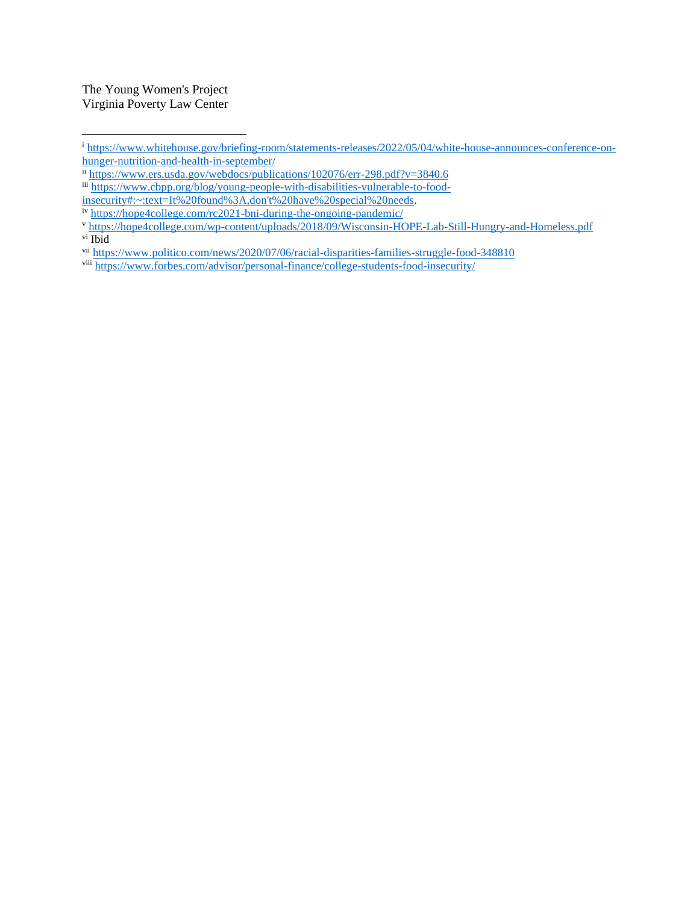The Young Women's Project
Virginia Poverty Law Center

---

[i] https://www.whitehouse.gov/briefing-room/statements-releases/2022/05/04/white-house-announces-conference-on-hunger-nutrition-and-health-in-september/

[ii] https://www.ers.usda.gov/webdocs/publications/102076/err-298.pdf?v=3840.6

[iii] https://www.cbpp.org/blog/young-people-with-disabilities-vulnerable-to-food-insecurity#:~:text=It%20found%3A,don't%20have%20special%20needs.

[iv] https://hope4college.com/rc2021-bni-during-the-ongoing-pandemic/

[v] https://hope4college.com/wp-content/uploads/2018/09/Wisconsin-HOPE-Lab-Still-Hungry-and-Homeless.pdf

[vi] Ibid

[vii] https://www.politico.com/news/2020/07/06/racial-disparities-families-struggle-food-348810

[viii] https://www.forbes.com/advisor/personal-finance/college-students-food-insecurity/